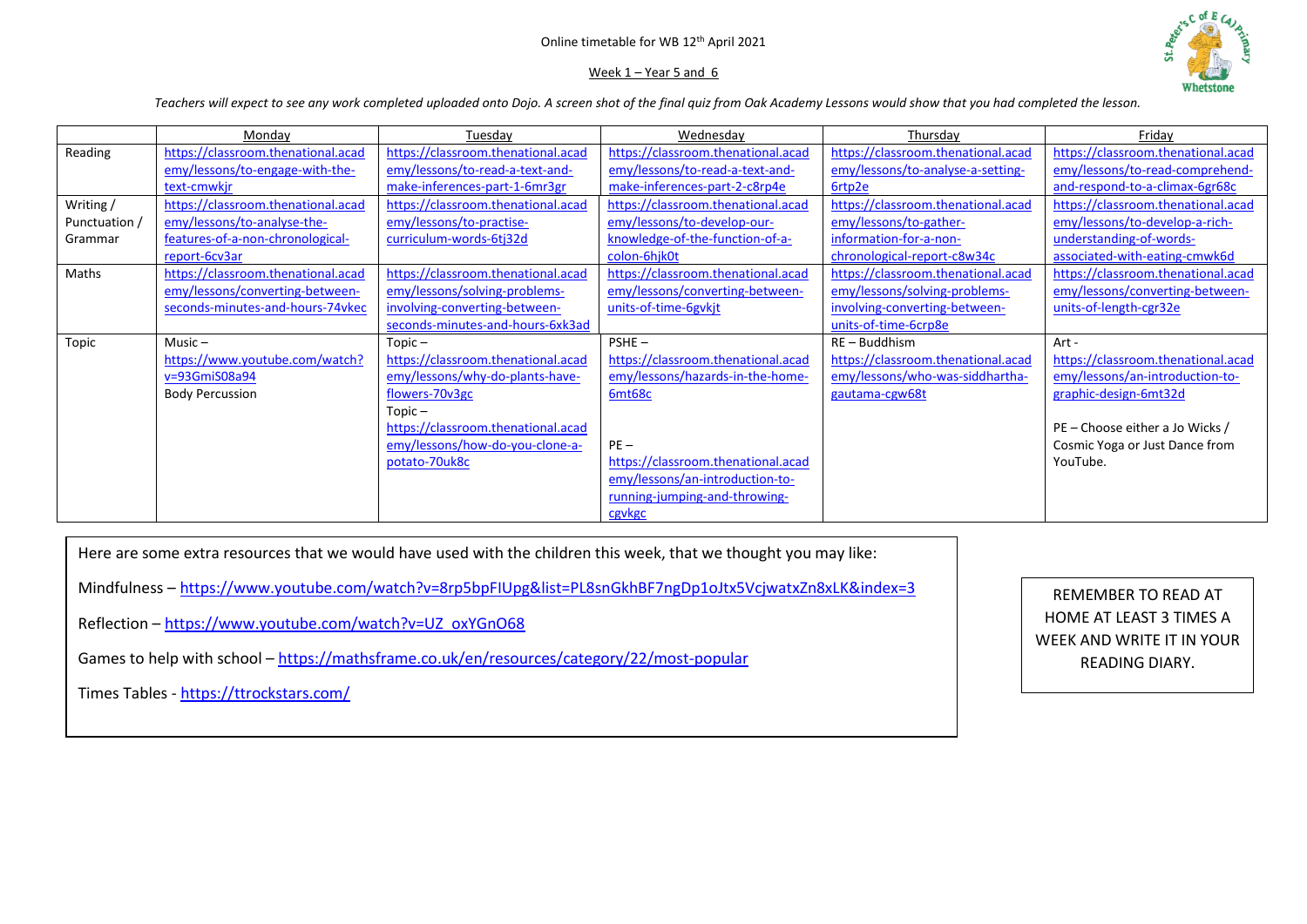Online timetable for WB 12th April 2021

Week 1 – Year 5 and 6

*Teachers will expect to see any work completed uploaded onto Dojo. A screen shot of the final quiz from Oak Academy Lessons would show that you had completed the lesson.*

| | Monday | Tuesday | Wednesday | Thursday | Friday |
|---|---|---|---|---|---|
| Reading | https://classroom.thenational.academy/lessons/to-engage-with-the-text-cmwkjr | https://classroom.thenational.academy/lessons/to-read-a-text-and-make-inferences-part-1-6mr3gr | https://classroom.thenational.academy/lessons/to-read-a-text-and-make-inferences-part-2-c8rp4e | https://classroom.thenational.academy/lessons/to-analyse-a-setting-6rtp2e | https://classroom.thenational.academy/lessons/to-read-comprehend-and-respond-to-a-climax-6gr68c |
| Writing / Punctuation / Grammar | https://classroom.thenational.academy/lessons/to-analyse-the-features-of-a-non-chronological-report-6cv3ar | https://classroom.thenational.academy/lessons/to-practise-curriculum-words-6tj32d | https://classroom.thenational.academy/lessons/to-develop-our-knowledge-of-the-function-of-a-colon-6hjk0t | https://classroom.thenational.academy/lessons/to-gather-information-for-a-non-chronological-report-c8w34c | https://classroom.thenational.academy/lessons/to-develop-a-rich-understanding-of-words-associated-with-eating-cmwk6d |
| Maths | https://classroom.thenational.academy/lessons/converting-between-seconds-minutes-and-hours-74vkec | https://classroom.thenational.academy/lessons/solving-problems-involving-converting-between-seconds-minutes-and-hours-6xk3ad | https://classroom.thenational.academy/lessons/converting-between-units-of-time-6gvkjt | https://classroom.thenational.academy/lessons/solving-problems-involving-converting-between-units-of-time-6crp8e | https://classroom.thenational.academy/lessons/converting-between-units-of-length-cgr32e |
| Topic | Music – https://www.youtube.com/watch?v=93GmiS08a94 Body Percussion | Topic – https://classroom.thenational.academy/lessons/why-do-plants-have-flowers-70v3gc Topic – https://classroom.thenational.academy/lessons/how-do-you-clone-a-potato-70uk8c | PSHE – https://classroom.thenational.academy/lessons/hazards-in-the-home-6mt68c PE – https://classroom.thenational.academy/lessons/an-introduction-to-running-jumping-and-throwing-cgvkgc | RE – Buddhism https://classroom.thenational.academy/lessons/who-was-siddhartha-gautama-cgw68t | Art - https://classroom.thenational.academy/lessons/an-introduction-to-graphic-design-6mt32d PE – Choose either a Jo Wicks / Cosmic Yoga or Just Dance from YouTube. |

Here are some extra resources that we would have used with the children this week, that we thought you may like:

Mindfulness – https://www.youtube.com/watch?v=8rp5bpFIUpg&list=PL8snGkhBF7ngDp1oJtx5VcjwatxZn8xLK&index=3

Reflection – https://www.youtube.com/watch?v=UZ_oxYGnO68

Games to help with school – https://mathsframe.co.uk/en/resources/category/22/most-popular

Times Tables - https://ttrockstars.com/

REMEMBER TO READ AT HOME AT LEAST 3 TIMES A WEEK AND WRITE IT IN YOUR READING DIARY.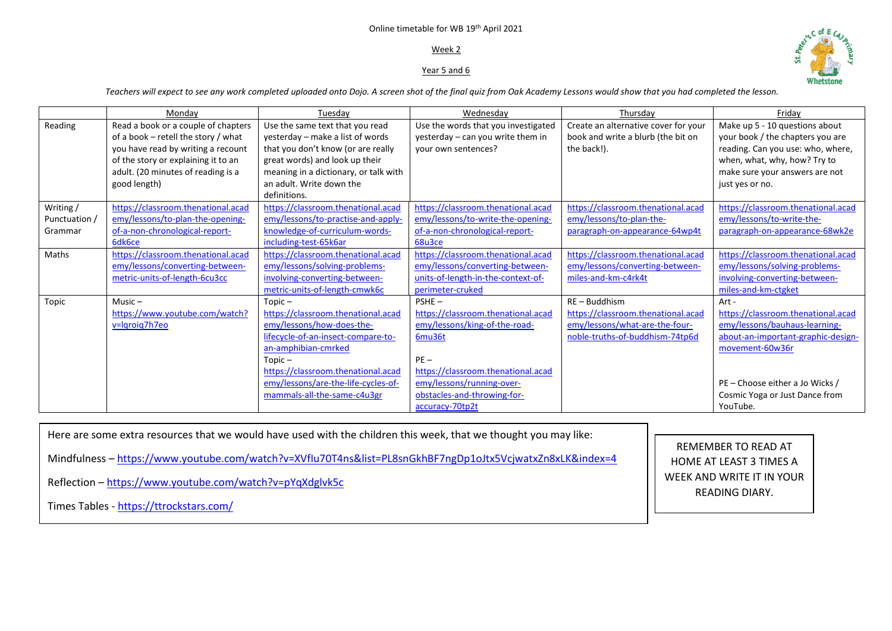Online timetable for WB 19th April 2021

Week 2

Year 5 and 6

*Teachers will expect to see any work completed uploaded onto Dojo. A screen shot of the final quiz from Oak Academy Lessons would show that you had completed the lesson.*

| | Monday | Tuesday | Wednesday | Thursday | Friday |
|---|---|---|---|---|---|
| Reading | Read a book or a couple of chapters of a book – retell the story / what you have read by writing a recount of the story or explaining it to an adult. (20 minutes of reading is a good length) | Use the same text that you read yesterday – make a list of words that you don't know (or are really great words) and look up their meaning in a dictionary, or talk with an adult. Write down the definitions. | Use the words that you investigated yesterday – can you write them in your own sentences? | Create an alternative cover for your book and write a blurb (the bit on the back!). | Make up 5 - 10 questions about your book / the chapters you are reading. Can you use: who, where, when, what, why, how? Try to make sure your answers are not just yes or no. |
| Writing / Punctuation / Grammar | https://classroom.thenational.academy/lessons/to-plan-the-opening-of-a-non-chronological-report-6dk6ce | https://classroom.thenational.academy/lessons/to-practise-and-apply-knowledge-of-curriculum-words-including-test-65k6ar | https://classroom.thenational.academy/lessons/to-write-the-opening-of-a-non-chronological-report-68u3ce | https://classroom.thenational.academy/lessons/to-plan-the-paragraph-on-appearance-64wp4t | https://classroom.thenational.academy/lessons/to-write-the-paragraph-on-appearance-68wk2e |
| Maths | https://classroom.thenational.academy/lessons/converting-between-metric-units-of-length-6cu3cc | https://classroom.thenational.academy/lessons/solving-problems-involving-converting-between-metric-units-of-length-cmwk6c | https://classroom.thenational.academy/lessons/converting-between-units-of-length-in-the-context-of-perimeter-cruked | https://classroom.thenational.academy/lessons/converting-between-miles-and-km-c4rk4t | https://classroom.thenational.academy/lessons/solving-problems-involving-converting-between-miles-and-km-ctgket |
| Topic | Music – https://www.youtube.com/watch?v=lqroiq7h7eo | Topic – https://classroom.thenational.academy/lessons/how-does-the-lifecycle-of-an-insect-compare-to-an-amphibian-cmrked<br>Topic – https://classroom.thenational.academy/lessons/are-the-life-cycles-of-mammals-all-the-same-c4u3gr | PSHE – https://classroom.thenational.academy/lessons/king-of-the-road-6mu36t<br>PE – https://classroom.thenational.academy/lessons/running-over-obstacles-and-throwing-for-accuracy-70tp2t | RE – Buddhism https://classroom.thenational.academy/lessons/what-are-the-four-noble-truths-of-buddhism-74tp6d | Art - https://classroom.thenational.academy/lessons/bauhaus-learning-about-an-important-graphic-design-movement-60w36r<br>PE – Choose either a Jo Wicks / Cosmic Yoga or Just Dance from YouTube. |

Here are some extra resources that we would have used with the children this week, that we thought you may like:

Mindfulness – https://www.youtube.com/watch?v=XVflu70T4ns&list=PL8snGkhBF7ngDp1oJtx5VcjwatxZn8xLK&index=4

Reflection – https://www.youtube.com/watch?v=pYqXdglvk5c

Times Tables - https://ttrockstars.com/

REMEMBER TO READ AT HOME AT LEAST 3 TIMES A WEEK AND WRITE IT IN YOUR READING DIARY.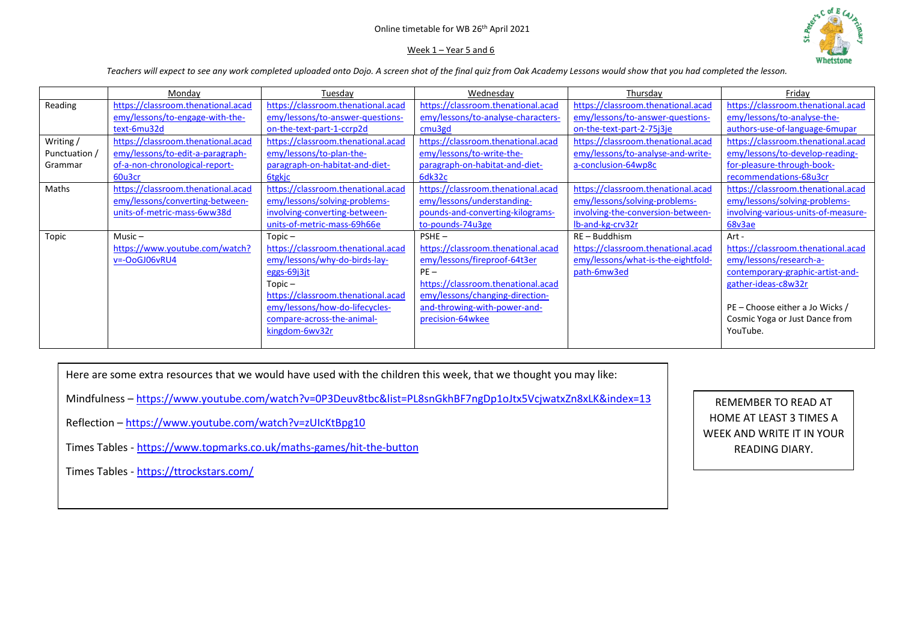Online timetable for WB 26th April 2021

Week 1 – Year 5 and 6

*Teachers will expect to see any work completed uploaded onto Dojo. A screen shot of the final quiz from Oak Academy Lessons would show that you had completed the lesson.*

| | Monday | Tuesday | Wednesday | Thursday | Friday |
|---|---|---|---|---|---|
| Reading | https://classroom.thenational.academy/lessons/to-engage-with-the-text-6mu32d | https://classroom.thenational.academy/lessons/to-answer-questions-on-the-text-part-1-ccrp2d | https://classroom.thenational.academy/lessons/to-analyse-characters-cmu3gd | https://classroom.thenational.academy/lessons/to-answer-questions-on-the-text-part-2-75j3je | https://classroom.thenational.academy/lessons/to-analyse-the-authors-use-of-language-6mupar |
| Writing / Punctuation / Grammar | https://classroom.thenational.academy/lessons/to-edit-a-paragraph-of-a-non-chronological-report-60u3cr | https://classroom.thenational.academy/lessons/to-plan-the-paragraph-on-habitat-and-diet-6tgkjc | https://classroom.thenational.academy/lessons/to-write-the-paragraph-on-habitat-and-diet-6dk32c | https://classroom.thenational.academy/lessons/to-analyse-and-write-a-conclusion-64wp8c | https://classroom.thenational.academy/lessons/to-develop-reading-for-pleasure-through-book-recommendations-68u3cr |
| Maths | https://classroom.thenational.academy/lessons/converting-between-units-of-metric-mass-6ww38d | https://classroom.thenational.academy/lessons/solving-problems-involving-converting-between-units-of-metric-mass-69h66e | https://classroom.thenational.academy/lessons/understanding-pounds-and-converting-kilograms-to-pounds-74u3ge | https://classroom.thenational.academy/lessons/solving-problems-involving-the-conversion-between-lb-and-kg-crv32r | https://classroom.thenational.academy/lessons/solving-problems-involving-various-units-of-measure-68v3ae |
| Topic | Music – https://www.youtube.com/watch?v=-OoGJ06vRU4 | Topic – https://classroom.thenational.academy/lessons/why-do-birds-lay-eggs-69j3jt<br>Topic – https://classroom.thenational.academy/lessons/how-do-lifecycles-compare-across-the-animal-kingdom-6wv32r | PSHE – https://classroom.thenational.academy/lessons/fireproof-64t3er<br>PE – https://classroom.thenational.academy/lessons/changing-direction-and-throwing-with-power-and-precision-64wkee | RE – Buddhism https://classroom.thenational.academy/lessons/what-is-the-eightfold-path-6mw3ed | Art - https://classroom.thenational.academy/lessons/research-a-contemporary-graphic-artist-and-gather-ideas-c8w32r<br><br>PE – Choose either a Jo Wicks / Cosmic Yoga or Just Dance from YouTube. |

Here are some extra resources that we would have used with the children this week, that we thought you may like:

Mindfulness – https://www.youtube.com/watch?v=0P3Deuv8tbc&list=PL8snGkhBF7ngDp1oJtx5VcjwatxZn8xLK&index=13

Reflection – https://www.youtube.com/watch?v=zUIcKtBpg10

Times Tables - https://www.topmarks.co.uk/maths-games/hit-the-button

Times Tables - https://ttrockstars.com/

REMEMBER TO READ AT HOME AT LEAST 3 TIMES A WEEK AND WRITE IT IN YOUR READING DIARY.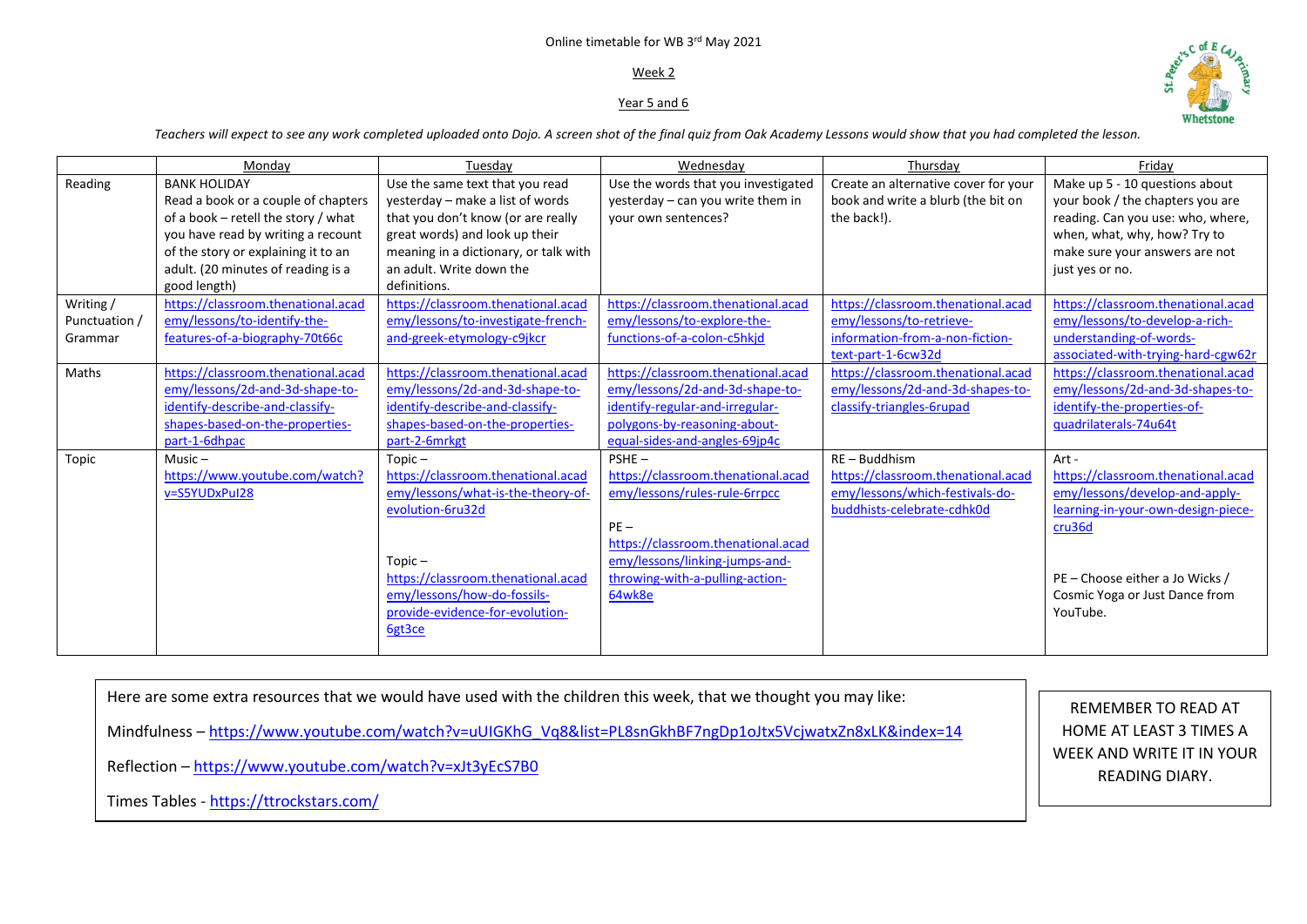Online timetable for WB 3rd May 2021

Week 2

Year 5 and 6

*Teachers will expect to see any work completed uploaded onto Dojo. A screen shot of the final quiz from Oak Academy Lessons would show that you had completed the lesson.*

| | Monday | Tuesday | Wednesday | Thursday | Friday |
|---|---|---|---|---|---|
| Reading | BANK HOLIDAY<br>Read a book or a couple of chapters of a book – retell the story / what you have read by writing a recount of the story or explaining it to an adult. (20 minutes of reading is a good length) | Use the same text that you read yesterday – make a list of words that you don't know (or are really great words) and look up their meaning in a dictionary, or talk with an adult. Write down the definitions. | Use the words that you investigated yesterday – can you write them in your own sentences? | Create an alternative cover for your book and write a blurb (the bit on the back!). | Make up 5 - 10 questions about your book / the chapters you are reading. Can you use: who, where, when, what, why, how? Try to make sure your answers are not just yes or no. |
| Writing / Punctuation / Grammar | https://classroom.thenational.academy/lessons/to-identify-the-features-of-a-biography-70t66c | https://classroom.thenational.academy/lessons/to-investigate-french-and-greek-etymology-c9jkcr | https://classroom.thenational.academy/lessons/to-explore-the-functions-of-a-colon-c5hkjd | https://classroom.thenational.academy/lessons/to-retrieve-information-from-a-non-fiction-text-part-1-6cw32d | https://classroom.thenational.academy/lessons/to-develop-a-rich-understanding-of-words-associated-with-trying-hard-cgw62r |
| Maths | https://classroom.thenational.academy/lessons/2d-and-3d-shape-to-identify-describe-and-classify-shapes-based-on-the-properties-part-1-6dhpac | https://classroom.thenational.academy/lessons/2d-and-3d-shape-to-identify-describe-and-classify-shapes-based-on-the-properties-part-2-6mrkgt | https://classroom.thenational.academy/lessons/2d-and-3d-shape-to-identify-regular-and-irregular-polygons-by-reasoning-about-equal-sides-and-angles-69jp4c | https://classroom.thenational.academy/lessons/2d-and-3d-shapes-to-classify-triangles-6rupad | https://classroom.thenational.academy/lessons/2d-and-3d-shapes-to-identify-the-properties-of-quadrilaterals-74u64t |
| Topic | Music – https://www.youtube.com/watch?v=S5YUDxPuI28 | Topic – https://classroom.thenational.academy/lessons/what-is-the-theory-of-evolution-6ru32d<br><br>Topic – https://classroom.thenational.academy/lessons/how-do-fossils-provide-evidence-for-evolution-6gt3ce | PSHE – https://classroom.thenational.academy/lessons/rules-rule-6rrpcc<br><br>PE – https://classroom.thenational.academy/lessons/linking-jumps-and-throwing-with-a-pulling-action-64wk8e | RE – Buddhism https://classroom.thenational.academy/lessons/which-festivals-do-buddhists-celebrate-cdhk0d | Art - https://classroom.thenational.academy/lessons/develop-and-apply-learning-in-your-own-design-piece-cru36d<br><br>PE – Choose either a Jo Wicks / Cosmic Yoga or Just Dance from YouTube. |

Here are some extra resources that we would have used with the children this week, that we thought you may like:

Mindfulness – https://www.youtube.com/watch?v=uUIGKhG_Vq8&list=PL8snGkhBF7ngDp1oJtx5VcjwatxZn8xLK&index=14

Reflection – https://www.youtube.com/watch?v=xJt3yEcS7B0

Times Tables - https://ttrockstars.com/

REMEMBER TO READ AT HOME AT LEAST 3 TIMES A WEEK AND WRITE IT IN YOUR READING DIARY.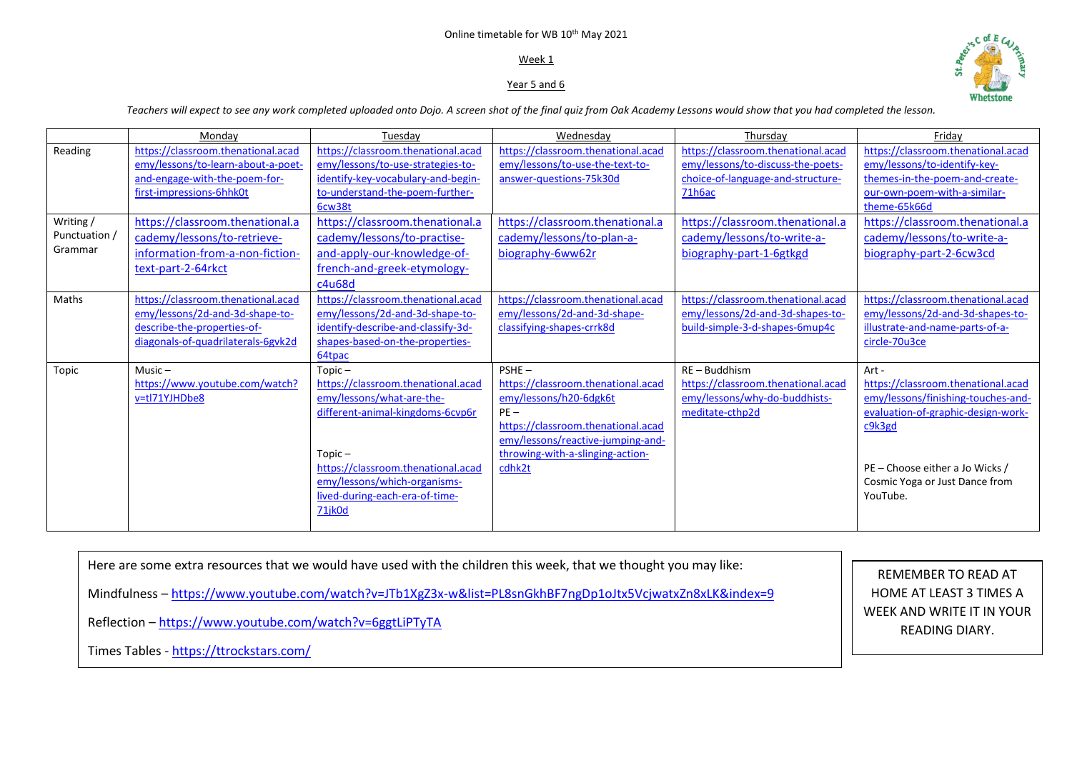Online timetable for WB 10th May 2021

Week 1

Year 5 and 6

*Teachers will expect to see any work completed uploaded onto Dojo. A screen shot of the final quiz from Oak Academy Lessons would show that you had completed the lesson.*

| | Monday | Tuesday | Wednesday | Thursday | Friday |
|---|---|---|---|---|---|
| Reading | https://classroom.thenational.academy/lessons/to-learn-about-a-poet-and-engage-with-the-poem-for-first-impressions-6hhk0t | https://classroom.thenational.academy/lessons/to-use-strategies-to-identify-key-vocabulary-and-begin-to-understand-the-poem-further-6cw38t | https://classroom.thenational.academy/lessons/to-use-the-text-to-answer-questions-75k30d | https://classroom.thenational.academy/lessons/to-discuss-the-poets-choice-of-language-and-structure-71h6ac | https://classroom.thenational.academy/lessons/to-identify-key-themes-in-the-poem-and-create-our-own-poem-with-a-similar-theme-65k66d |
| Writing / Punctuation / Grammar | https://classroom.thenational.academy/lessons/to-retrieve-information-from-a-non-fiction-text-part-2-64rkct | https://classroom.thenational.academy/lessons/to-practise-and-apply-our-knowledge-of-french-and-greek-etymology-c4u68d | https://classroom.thenational.academy/lessons/to-plan-a-biography-6ww62r | https://classroom.thenational.academy/lessons/to-write-a-biography-part-1-6gtkgd | https://classroom.thenational.academy/lessons/to-write-a-biography-part-2-6cw3cd |
| Maths | https://classroom.thenational.academy/lessons/2d-and-3d-shape-to-describe-the-properties-of-diagonals-of-quadrilaterals-6gvk2d | https://classroom.thenational.academy/lessons/2d-and-3d-shape-to-identify-describe-and-classify-3d-shapes-based-on-the-properties-64tpac | https://classroom.thenational.academy/lessons/2d-and-3d-shape-classifying-shapes-crrk8d | https://classroom.thenational.academy/lessons/2d-and-3d-shapes-to-build-simple-3-d-shapes-6mup4c | https://classroom.thenational.academy/lessons/2d-and-3d-shapes-to-illustrate-and-name-parts-of-a-circle-70u3ce |
| Topic | Music – https://www.youtube.com/watch?v=tl71YJHDbe8 | Topic – https://classroom.thenational.academy/lessons/what-are-the-different-animal-kingdoms-6cvp6r<br><br>Topic – https://classroom.thenational.academy/lessons/which-organisms-lived-during-each-era-of-time-71jk0d | PSHE – https://classroom.thenational.academy/lessons/h20-6dgk6t<br>PE – https://classroom.thenational.academy/lessons/reactive-jumping-and-throwing-with-a-slinging-action-cdhk2t | RE – Buddhism https://classroom.thenational.academy/lessons/why-do-buddhists-meditate-cthp2d | Art - https://classroom.thenational.academy/lessons/finishing-touches-and-evaluation-of-graphic-design-work-c9k3gd<br><br>PE – Choose either a Jo Wicks / Cosmic Yoga or Just Dance from YouTube. |

Here are some extra resources that we would have used with the children this week, that we thought you may like:

Mindfulness – https://www.youtube.com/watch?v=JTb1XgZ3x-w&list=PL8snGkhBF7ngDp1oJtx5VcjwatxZn8xLK&index=9

Reflection – https://www.youtube.com/watch?v=6ggtLiPTyTA

Times Tables - https://ttrockstars.com/

REMEMBER TO READ AT HOME AT LEAST 3 TIMES A WEEK AND WRITE IT IN YOUR READING DIARY.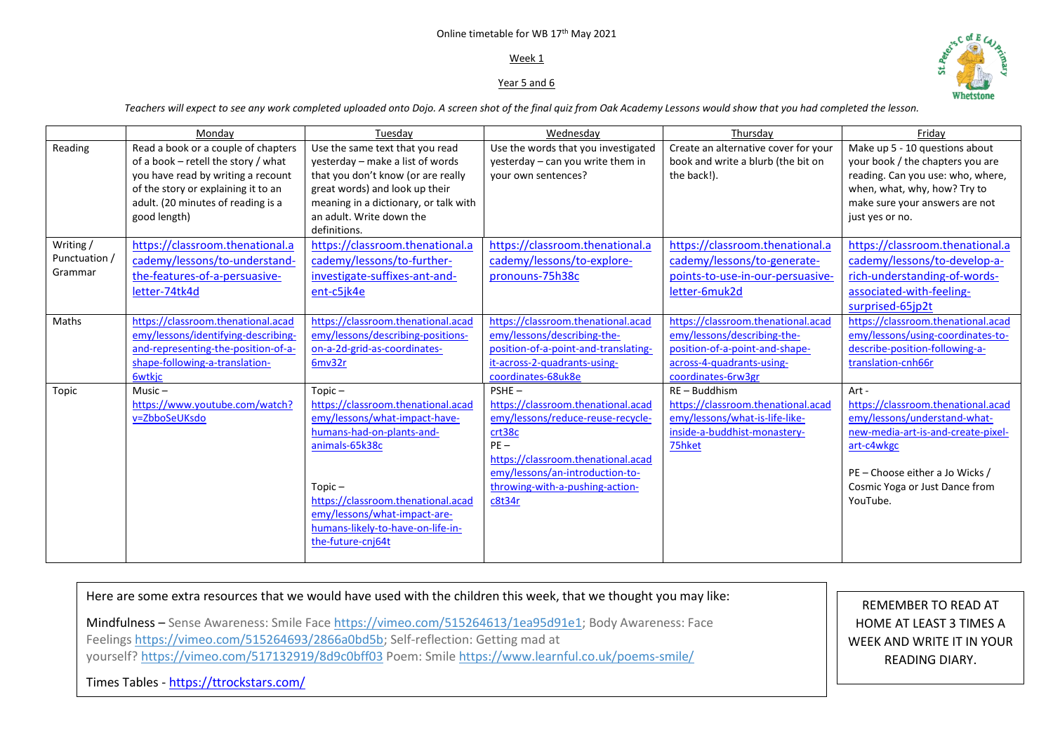Online timetable for WB 17th May 2021

Week 1

Year 5 and 6

*Teachers will expect to see any work completed uploaded onto Dojo. A screen shot of the final quiz from Oak Academy Lessons would show that you had completed the lesson.*

| | Monday | Tuesday | Wednesday | Thursday | Friday |
|---|---|---|---|---|---|
| Reading | Read a book or a couple of chapters of a book – retell the story / what you have read by writing a recount of the story or explaining it to an adult. (20 minutes of reading is a good length) | Use the same text that you read yesterday – make a list of words that you don't know (or are really great words) and look up their meaning in a dictionary, or talk with an adult. Write down the definitions. | Use the words that you investigated yesterday – can you write them in your own sentences? | Create an alternative cover for your book and write a blurb (the bit on the back!). | Make up 5 - 10 questions about your book / the chapters you are reading. Can you use: who, where, when, what, why, how? Try to make sure your answers are not just yes or no. |
| Writing / Punctuation / Grammar | https://classroom.thenational.academy/lessons/to-understand-the-features-of-a-persuasive-letter-74tk4d | https://classroom.thenational.academy/lessons/to-further-investigate-suffixes-ant-and-ent-c5jk4e | https://classroom.thenational.academy/lessons/to-explore-pronouns-75h38c | https://classroom.thenational.academy/lessons/to-generate-points-to-use-in-our-persuasive-letter-6muk2d | https://classroom.thenational.academy/lessons/to-develop-a-rich-understanding-of-words-associated-with-feeling-surprised-65jp2t |
| Maths | https://classroom.thenational.academy/lessons/identifying-describing-and-representing-the-position-of-a-shape-following-a-translation-6wtkjc | https://classroom.thenational.academy/lessons/describing-positions-on-a-2d-grid-as-coordinates-6mv32r | https://classroom.thenational.academy/lessons/describing-the-position-of-a-point-and-translating-it-across-2-quadrants-using-coordinates-68uk8e | https://classroom.thenational.academy/lessons/describing-the-position-of-a-point-and-shape-across-4-quadrants-using-coordinates-6rw3gr | https://classroom.thenational.academy/lessons/using-coordinates-to-describe-position-following-a-translation-cnh66r |
| Topic | Music – https://www.youtube.com/watch?v=ZbboSeUKsdo | Topic – https://classroom.thenational.academy/lessons/what-impact-have-humans-had-on-plants-and-animals-65k38c<br><br>Topic – https://classroom.thenational.academy/lessons/what-impact-are-humans-likely-to-have-on-life-in-the-future-cnj64t | PSHE – https://classroom.thenational.academy/lessons/reduce-reuse-recycle-crt38c<br>PE – https://classroom.thenational.academy/lessons/an-introduction-to-throwing-with-a-pushing-action-c8t34r | RE – Buddhism https://classroom.thenational.academy/lessons/what-is-life-like-inside-a-buddhist-monastery-75hket | Art - https://classroom.thenational.academy/lessons/understand-what-new-media-art-is-and-create-pixel-art-c4wkgc<br><br>PE – Choose either a Jo Wicks / Cosmic Yoga or Just Dance from YouTube. |

Here are some extra resources that we would have used with the children this week, that we thought you may like:

Mindfulness – Sense Awareness: Smile Face https://vimeo.com/515264613/1ea95d91e1; Body Awareness: Face Feelings https://vimeo.com/515264693/2866a0bd5b; Self-reflection: Getting mad at yourself? https://vimeo.com/517132919/8d9c0bff03 Poem: Smile https://www.learnful.co.uk/poems-smile/

Times Tables - https://ttrockstars.com/

REMEMBER TO READ AT HOME AT LEAST 3 TIMES A WEEK AND WRITE IT IN YOUR READING DIARY.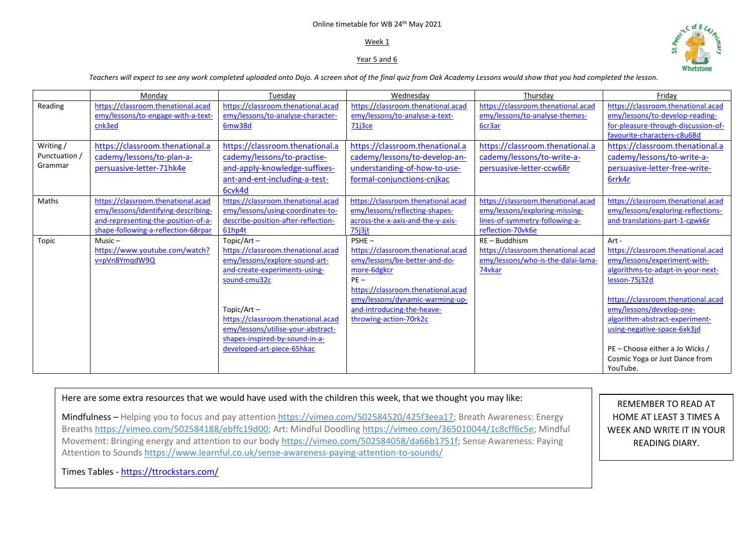Online timetable for WB 24th May 2021

Week 1

Year 5 and 6

*Teachers will expect to see any work completed uploaded onto Dojo. A screen shot of the final quiz from Oak Academy Lessons would show that you had completed the lesson.*

| | Monday | Tuesday | Wednesday | Thursday | Friday |
|---|---|---|---|---|---|
| Reading | https://classroom.thenational.academy/lessons/to-engage-with-a-text-cnk3ed | https://classroom.thenational.academy/lessons/to-analyse-character-6mw38d | https://classroom.thenational.academy/lessons/to-analyse-a-text-71j3ce | https://classroom.thenational.academy/lessons/to-analyse-themes-6cr3ar | https://classroom.thenational.academy/lessons/to-develop-reading-for-pleasure-through-discussion-of-favourite-characters-c8u68d |
| Writing / Punctuation / Grammar | https://classroom.thenational.academy/lessons/to-plan-a-persuasive-letter-71hk4e | https://classroom.thenational.academy/lessons/to-practise-and-apply-knowledge-suffixes-ant-and-ent-including-a-test-6cvk4d | https://classroom.thenational.academy/lessons/to-develop-an-understanding-of-how-to-use-formal-conjunctions-cnjkac | https://classroom.thenational.academy/lessons/to-write-a-persuasive-letter-ccw68r | https://classroom.thenational.academy/lessons/to-write-a-persuasive-letter-free-write-6rrk4r |
| Maths | https://classroom.thenational.academy/lessons/identifying-describing-and-representing-the-position-of-a-shape-following-a-reflection-68rpar | https://classroom.thenational.academy/lessons/using-coordinates-to-describe-position-after-reflection-61hp4t | https://classroom.thenational.academy/lessons/reflecting-shapes-across-the-x-axis-and-the-y-axis-75j3jt | https://classroom.thenational.academy/lessons/exploring-missing-lines-of-symmetry-following-a-reflection-70vk6e | https://classroom.thenational.academy/lessons/exploring-reflections-and-translations-part-1-cgwk6r |
| Topic | Music – https://www.youtube.com/watch?v=pVn8YmqdW9Q | Topic/Art – https://classroom.thenational.academy/lessons/explore-sound-art-and-create-experiments-using-sound-cmu32c<br><br>Topic/Art – https://classroom.thenational.academy/lessons/utilise-your-abstract-shapes-inspired-by-sound-in-a-developed-art-piece-65hkac | PSHE – https://classroom.thenational.academy/lessons/be-better-and-do-more-6dgkcr<br>PE – https://classroom.thenational.academy/lessons/dynamic-warming-up-and-introducing-the-heave-throwing-action-70rk2c | RE – Buddhism https://classroom.thenational.academy/lessons/who-is-the-dalai-lama-74vkar | Art - https://classroom.thenational.academy/lessons/experiment-with-algorithms-to-adapt-in-your-next-lesson-75j32d<br><br>https://classroom.thenational.academy/lessons/develop-one-algorithm-abstract-experiment-using-negative-space-6xk3jd<br><br>PE – Choose either a Jo Wicks / Cosmic Yoga or Just Dance from YouTube. |

Here are some extra resources that we would have used with the children this week, that we thought you may like:

Mindfulness – Helping you to focus and pay attention https://vimeo.com/502584520/425f3eea17; Breath Awareness: Energy Breaths https://vimeo.com/502584188/ebffc19d00; Art: Mindful Doodling https://vimeo.com/365010044/1c8cff6c5e; Mindful Movement: Bringing energy and attention to our body https://vimeo.com/502584058/da66b1751f; Sense Awareness: Paying Attention to Sounds https://www.learnful.co.uk/sense-awareness-paying-attention-to-sounds/

Times Tables - https://ttrockstars.com/

REMEMBER TO READ AT HOME AT LEAST 3 TIMES A WEEK AND WRITE IT IN YOUR READING DIARY.